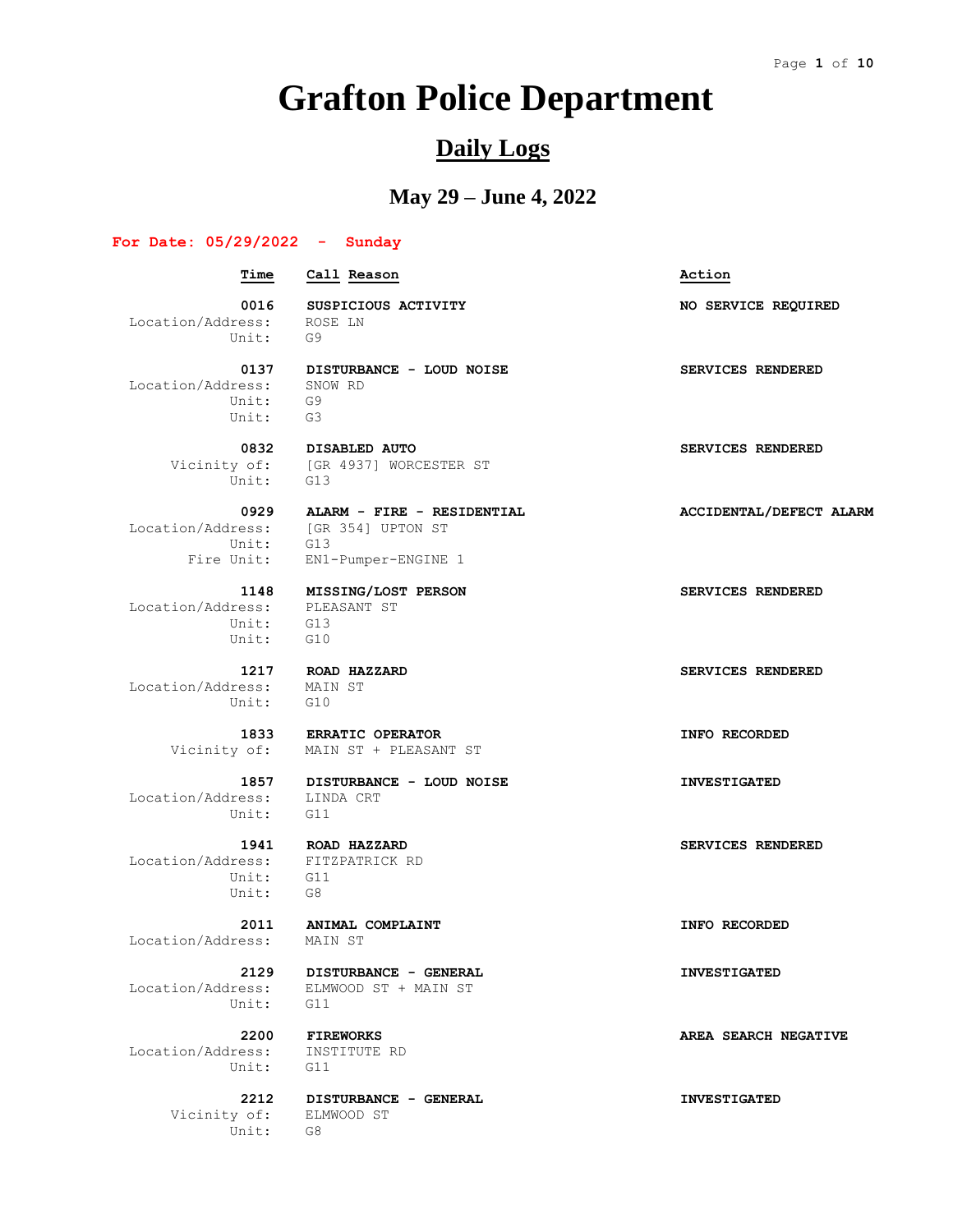# Grafton Police Department

## Daily Logs

### May 29 – June 4, 2022

**For Date: 05/29/2022 - Sunday**

| Time | Call Reason | Action |
|---|---|---|
| **0016** | **SUSPICIOUS ACTIVITY** | **NO SERVICE REQUIRED** |
| Location/Address: | ROSE LN | |
| Unit: | G9 | |
| **0137** | **DISTURBANCE - LOUD NOISE** | **SERVICES RENDERED** |
| Location/Address: | SNOW RD | |
| Unit: | G9 | |
| Unit: | G3 | |
| **0832** | **DISABLED AUTO** | **SERVICES RENDERED** |
| Vicinity of: | [GR 4937] WORCESTER ST | |
| Unit: | G13 | |
| **0929** | **ALARM - FIRE - RESIDENTIAL** | **ACCIDENTAL/DEFECT ALARM** |
| Location/Address: | [GR 354] UPTON ST | |
| Unit: | G13 | |
| Fire Unit: | EN1-Pumper-ENGINE 1 | |
| **1148** | **MISSING/LOST PERSON** | **SERVICES RENDERED** |
| Location/Address: | PLEASANT ST | |
| Unit: | G13 | |
| Unit: | G10 | |
| **1217** | **ROAD HAZZARD** | **SERVICES RENDERED** |
| Location/Address: | MAIN ST | |
| Unit: | G10 | |
| **1833** | **ERRATIC OPERATOR** | **INFO RECORDED** |
| Vicinity of: | MAIN ST + PLEASANT ST | |
| **1857** | **DISTURBANCE - LOUD NOISE** | **INVESTIGATED** |
| Location/Address: | LINDA CRT | |
| Unit: | G11 | |
| **1941** | **ROAD HAZZARD** | **SERVICES RENDERED** |
| Location/Address: | FITZPATRICK RD | |
| Unit: | G11 | |
| Unit: | G8 | |
| **2011** | **ANIMAL COMPLAINT** | **INFO RECORDED** |
| Location/Address: | MAIN ST | |
| **2129** | **DISTURBANCE - GENERAL** | **INVESTIGATED** |
| Location/Address: | ELMWOOD ST + MAIN ST | |
| Unit: | G11 | |
| **2200** | **FIREWORKS** | **AREA SEARCH NEGATIVE** |
| Location/Address: | INSTITUTE RD | |
| Unit: | G11 | |
| **2212** | **DISTURBANCE - GENERAL** | **INVESTIGATED** |
| Vicinity of: | ELMWOOD ST | |
| Unit: | G8 | |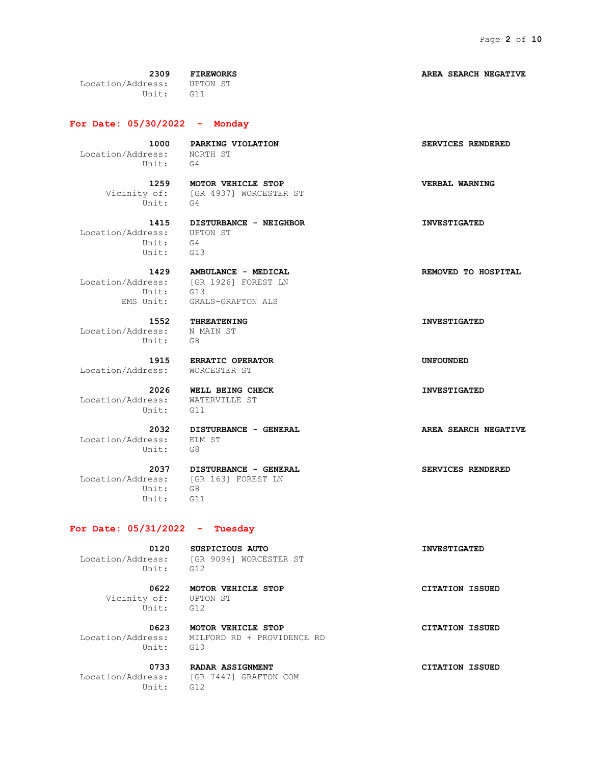**2309 FIREWORKS** — **AREA SEARCH NEGATIVE**
Location/Address: UPTON ST
Unit: G11

## For Date: 05/30/2022 - Monday

**1000 PARKING VIOLATION** — **SERVICES RENDERED**
Location/Address: NORTH ST
Unit: G4

**1259 MOTOR VEHICLE STOP** — **VERBAL WARNING**
Vicinity of: [GR 4937] WORCESTER ST
Unit: G4

**1415 DISTURBANCE - NEIGHBOR** — **INVESTIGATED**
Location/Address: UPTON ST
Unit: G4
Unit: G13

**1429 AMBULANCE - MEDICAL** — **REMOVED TO HOSPITAL**
Location/Address: [GR 1926] FOREST LN
Unit: G13
EMS Unit: GRALS-GRAFTON ALS

**1552 THREATENING** — **INVESTIGATED**
Location/Address: N MAIN ST
Unit: G8

**1915 ERRATIC OPERATOR** — **UNFOUNDED**
Location/Address: WORCESTER ST

**2026 WELL BEING CHECK** — **INVESTIGATED**
Location/Address: WATERVILLE ST
Unit: G11

**2032 DISTURBANCE - GENERAL** — **AREA SEARCH NEGATIVE**
Location/Address: ELM ST
Unit: G8

**2037 DISTURBANCE - GENERAL** — **SERVICES RENDERED**
Location/Address: [GR 163] FOREST LN
Unit: G8
Unit: G11

## For Date: 05/31/2022 - Tuesday

**0120 SUSPICIOUS AUTO** — **INVESTIGATED**
Location/Address: [GR 9094] WORCESTER ST
Unit: G12

**0622 MOTOR VEHICLE STOP** — **CITATION ISSUED**
Vicinity of: UPTON ST
Unit: G12

**0623 MOTOR VEHICLE STOP** — **CITATION ISSUED**
Location/Address: MILFORD RD + PROVIDENCE RD
Unit: G10

**0733 RADAR ASSIGNMENT** — **CITATION ISSUED**
Location/Address: [GR 7447] GRAFTON COM
Unit: G12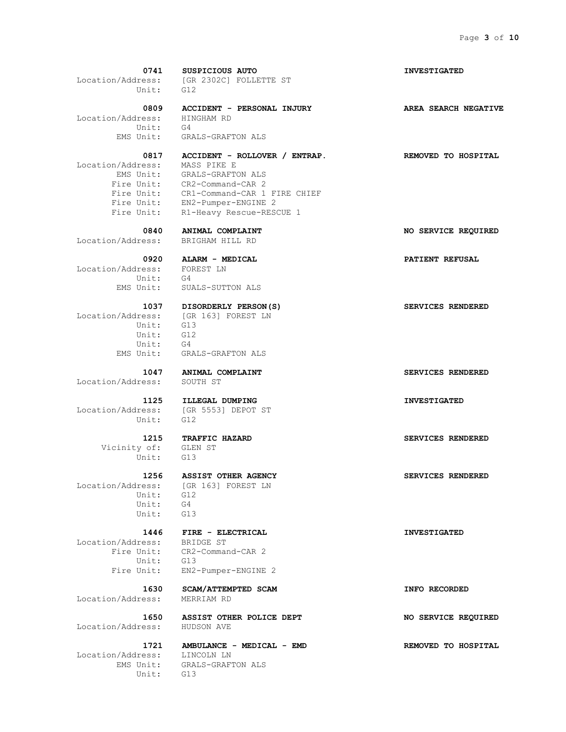**0741 SUSPICIOUS AUTO** **INVESTIGATED**
Location/Address: [GR 2302C] FOLLETTE ST
Unit: G12

**0809 ACCIDENT - PERSONAL INJURY** **AREA SEARCH NEGATIVE**
Location/Address: HINGHAM RD
Unit: G4
EMS Unit: GRALS-GRAFTON ALS

**0817 ACCIDENT - ROLLOVER / ENTRAP.** **REMOVED TO HOSPITAL**
Location/Address: MASS PIKE E
EMS Unit: GRALS-GRAFTON ALS
Fire Unit: CR2-Command-CAR 2
Fire Unit: CR1-Command-CAR 1 FIRE CHIEF
Fire Unit: EN2-Pumper-ENGINE 2
Fire Unit: R1-Heavy Rescue-RESCUE 1

**0840 ANIMAL COMPLAINT** **NO SERVICE REQUIRED**
Location/Address: BRIGHAM HILL RD

**0920 ALARM - MEDICAL** **PATIENT REFUSAL**
Location/Address: FOREST LN
Unit: G4
EMS Unit: SUALS-SUTTON ALS

**1037 DISORDERLY PERSON(S)** **SERVICES RENDERED**
Location/Address: [GR 163] FOREST LN
Unit: G13
Unit: G12
Unit: G4
EMS Unit: GRALS-GRAFTON ALS

**1047 ANIMAL COMPLAINT** **SERVICES RENDERED**
Location/Address: SOUTH ST

**1125 ILLEGAL DUMPING** **INVESTIGATED**
Location/Address: [GR 5553] DEPOT ST
Unit: G12

**1215 TRAFFIC HAZARD** **SERVICES RENDERED**
Vicinity of: GLEN ST
Unit: G13

**1256 ASSIST OTHER AGENCY** **SERVICES RENDERED**
Location/Address: [GR 163] FOREST LN
Unit: G12
Unit: G4
Unit: G13

**1446 FIRE - ELECTRICAL** **INVESTIGATED**
Location/Address: BRIDGE ST
Fire Unit: CR2-Command-CAR 2
Unit: G13
Fire Unit: EN2-Pumper-ENGINE 2

**1630 SCAM/ATTEMPTED SCAM** **INFO RECORDED**
Location/Address: MERRIAM RD

**1650 ASSIST OTHER POLICE DEPT** **NO SERVICE REQUIRED**
Location/Address: HUDSON AVE

**1721 AMBULANCE - MEDICAL - EMD** **REMOVED TO HOSPITAL**
Location/Address: LINCOLN LN
EMS Unit: GRALS-GRAFTON ALS
Unit: G13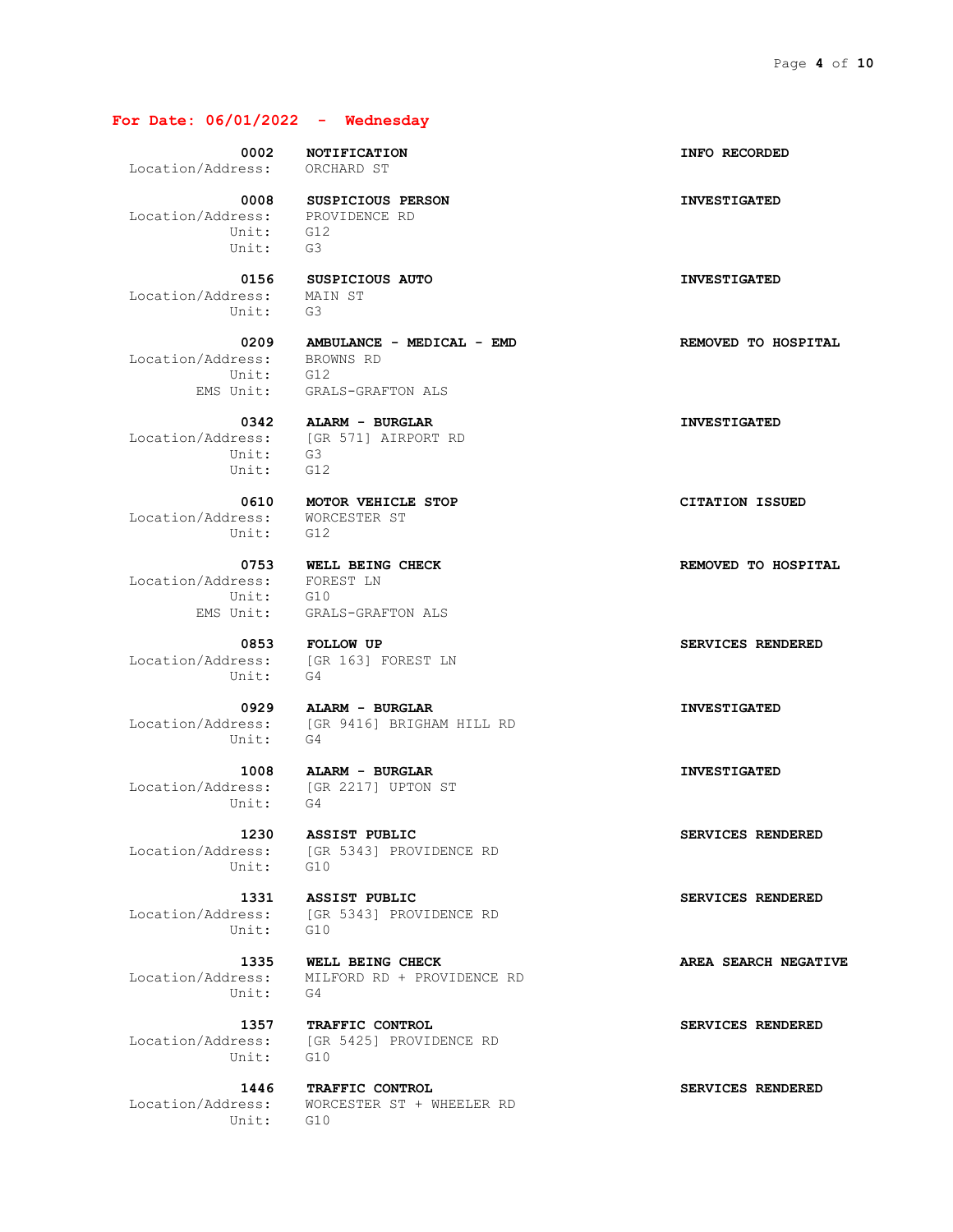## For Date: 06/01/2022 - Wednesday

**0002** **NOTIFICATION** **INFO RECORDED**
Location/Address: ORCHARD ST

**0008** **SUSPICIOUS PERSON** **INVESTIGATED**
Location/Address: PROVIDENCE RD
Unit: G12
Unit: G3

**0156** **SUSPICIOUS AUTO** **INVESTIGATED**
Location/Address: MAIN ST
Unit: G3

**0209** **AMBULANCE - MEDICAL - EMD** **REMOVED TO HOSPITAL**
Location/Address: BROWNS RD
Unit: G12
EMS Unit: GRALS-GRAFTON ALS

**0342** **ALARM - BURGLAR** **INVESTIGATED**
Location/Address: [GR 571] AIRPORT RD
Unit: G3
Unit: G12

**0610** **MOTOR VEHICLE STOP** **CITATION ISSUED**
Location/Address: WORCESTER ST
Unit: G12

**0753** **WELL BEING CHECK** **REMOVED TO HOSPITAL**
Location/Address: FOREST LN
Unit: G10
EMS Unit: GRALS-GRAFTON ALS

**0853** **FOLLOW UP** **SERVICES RENDERED**
Location/Address: [GR 163] FOREST LN
Unit: G4

**0929** **ALARM - BURGLAR** **INVESTIGATED**
Location/Address: [GR 9416] BRIGHAM HILL RD
Unit: G4

**1008** **ALARM - BURGLAR** **INVESTIGATED**
Location/Address: [GR 2217] UPTON ST
Unit: G4

**1230** **ASSIST PUBLIC** **SERVICES RENDERED**
Location/Address: [GR 5343] PROVIDENCE RD
Unit: G10

**1331** **ASSIST PUBLIC** **SERVICES RENDERED**
Location/Address: [GR 5343] PROVIDENCE RD
Unit: G10

**1335** **WELL BEING CHECK** **AREA SEARCH NEGATIVE**
Location/Address: MILFORD RD + PROVIDENCE RD
Unit: G4

**1357** **TRAFFIC CONTROL** **SERVICES RENDERED**
Location/Address: [GR 5425] PROVIDENCE RD
Unit: G10

**1446** **TRAFFIC CONTROL** **SERVICES RENDERED**
Location/Address: WORCESTER ST + WHEELER RD
Unit: G10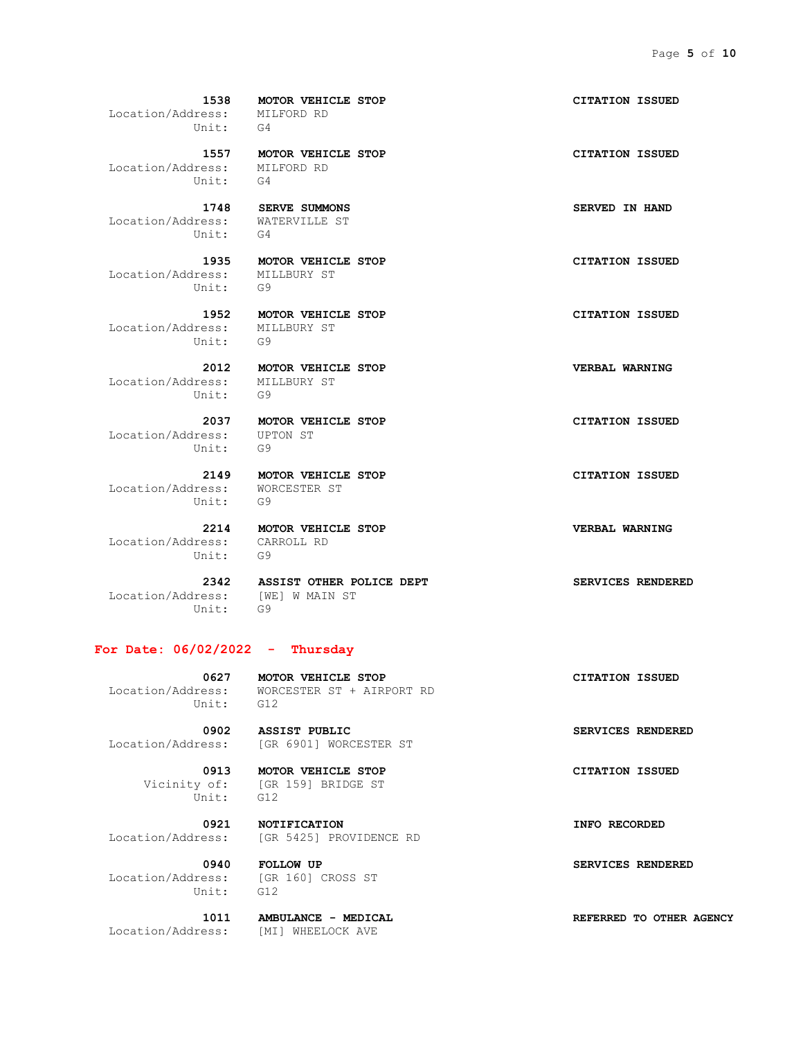**1538** **MOTOR VEHICLE STOP** **CITATION ISSUED**
Location/Address: MILFORD RD
Unit: G4

**1557** **MOTOR VEHICLE STOP** **CITATION ISSUED**
Location/Address: MILFORD RD
Unit: G4

**1748** **SERVE SUMMONS** **SERVED IN HAND**
Location/Address: WATERVILLE ST
Unit: G4

**1935** **MOTOR VEHICLE STOP** **CITATION ISSUED**
Location/Address: MILLBURY ST
Unit: G9

**1952** **MOTOR VEHICLE STOP** **CITATION ISSUED**
Location/Address: MILLBURY ST
Unit: G9

**2012** **MOTOR VEHICLE STOP** **VERBAL WARNING**
Location/Address: MILLBURY ST
Unit: G9

**2037** **MOTOR VEHICLE STOP** **CITATION ISSUED**
Location/Address: UPTON ST
Unit: G9

**2149** **MOTOR VEHICLE STOP** **CITATION ISSUED**
Location/Address: WORCESTER ST
Unit: G9

**2214** **MOTOR VEHICLE STOP** **VERBAL WARNING**
Location/Address: CARROLL RD
Unit: G9

**2342** **ASSIST OTHER POLICE DEPT** **SERVICES RENDERED**
Location/Address: [WE] W MAIN ST
Unit: G9

## For Date: 06/02/2022 - Thursday

**0627** **MOTOR VEHICLE STOP** **CITATION ISSUED**
Location/Address: WORCESTER ST + AIRPORT RD
Unit: G12

**0902** **ASSIST PUBLIC** **SERVICES RENDERED**
Location/Address: [GR 6901] WORCESTER ST

**0913** **MOTOR VEHICLE STOP** **CITATION ISSUED**
Vicinity of: [GR 159] BRIDGE ST
Unit: G12

**0921** **NOTIFICATION** **INFO RECORDED**
Location/Address: [GR 5425] PROVIDENCE RD

**0940** **FOLLOW UP** **SERVICES RENDERED**
Location/Address: [GR 160] CROSS ST
Unit: G12

**1011** **AMBULANCE - MEDICAL** **REFERRED TO OTHER AGENCY**
Location/Address: [MI] WHEELOCK AVE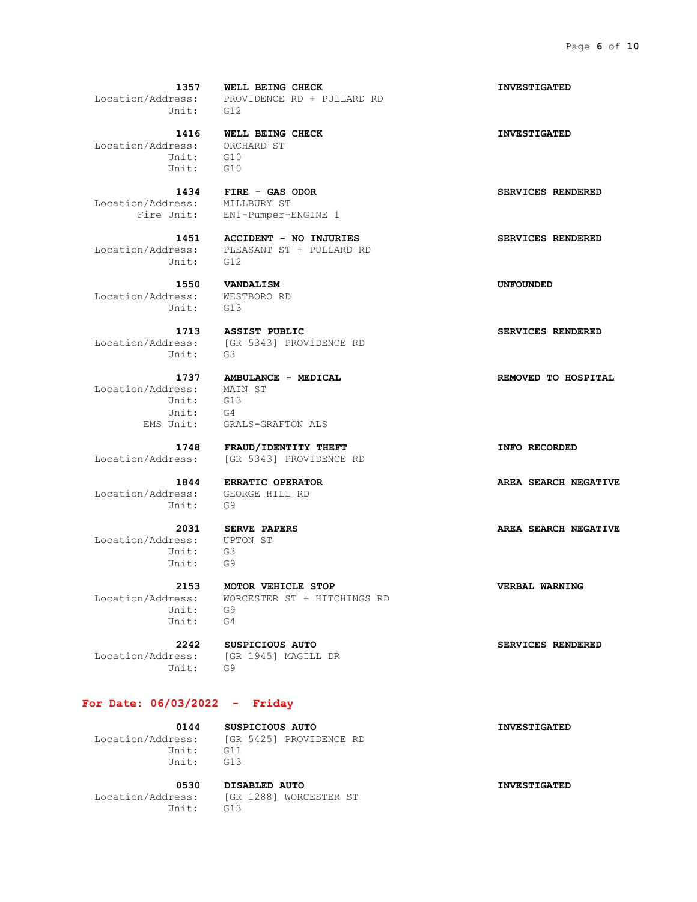**1357** **WELL BEING CHECK** **INVESTIGATED**
Location/Address: PROVIDENCE RD + PULLARD RD
Unit: G12

**1416** **WELL BEING CHECK** **INVESTIGATED**
Location/Address: ORCHARD ST
Unit: G10
Unit: G10

**1434** **FIRE - GAS ODOR** **SERVICES RENDERED**
Location/Address: MILLBURY ST
Fire Unit: EN1-Pumper-ENGINE 1

**1451** **ACCIDENT - NO INJURIES** **SERVICES RENDERED**
Location/Address: PLEASANT ST + PULLARD RD
Unit: G12

**1550** **VANDALISM** **UNFOUNDED**
Location/Address: WESTBORO RD
Unit: G13

**1713** **ASSIST PUBLIC** **SERVICES RENDERED**
Location/Address: [GR 5343] PROVIDENCE RD
Unit: G3

**1737** **AMBULANCE - MEDICAL** **REMOVED TO HOSPITAL**
Location/Address: MAIN ST
Unit: G13
Unit: G4
EMS Unit: GRALS-GRAFTON ALS

**1748** **FRAUD/IDENTITY THEFT** **INFO RECORDED**
Location/Address: [GR 5343] PROVIDENCE RD

**1844** **ERRATIC OPERATOR** **AREA SEARCH NEGATIVE**
Location/Address: GEORGE HILL RD
Unit: G9

**2031** **SERVE PAPERS** **AREA SEARCH NEGATIVE**
Location/Address: UPTON ST
Unit: G3
Unit: G9

**2153** **MOTOR VEHICLE STOP** **VERBAL WARNING**
Location/Address: WORCESTER ST + HITCHINGS RD
Unit: G9
Unit: G4

**2242** **SUSPICIOUS AUTO** **SERVICES RENDERED**
Location/Address: [GR 1945] MAGILL DR
Unit: G9

## For Date: 06/03/2022 - Friday

**0144** **SUSPICIOUS AUTO** **INVESTIGATED**
Location/Address: [GR 5425] PROVIDENCE RD
Unit: G11
Unit: G13

**0530** **DISABLED AUTO** **INVESTIGATED**
Location/Address: [GR 1288] WORCESTER ST
Unit: G13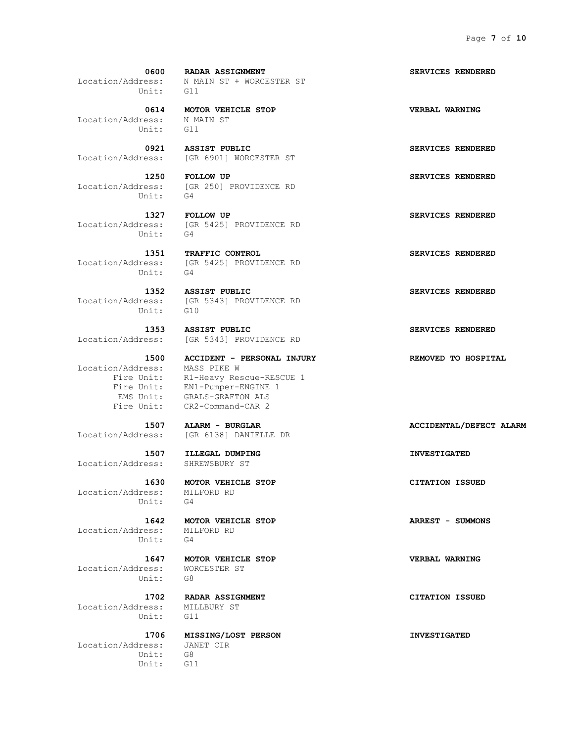**0600 RADAR ASSIGNMENT** — **SERVICES RENDERED**
Location/Address: N MAIN ST + WORCESTER ST
Unit: G11

**0614 MOTOR VEHICLE STOP** — **VERBAL WARNING**
Location/Address: N MAIN ST
Unit: G11

**0921 ASSIST PUBLIC** — **SERVICES RENDERED**
Location/Address: [GR 6901] WORCESTER ST

**1250 FOLLOW UP** — **SERVICES RENDERED**
Location/Address: [GR 250] PROVIDENCE RD
Unit: G4

**1327 FOLLOW UP** — **SERVICES RENDERED**
Location/Address: [GR 5425] PROVIDENCE RD
Unit: G4

**1351 TRAFFIC CONTROL** — **SERVICES RENDERED**
Location/Address: [GR 5425] PROVIDENCE RD
Unit: G4

**1352 ASSIST PUBLIC** — **SERVICES RENDERED**
Location/Address: [GR 5343] PROVIDENCE RD
Unit: G10

**1353 ASSIST PUBLIC** — **SERVICES RENDERED**
Location/Address: [GR 5343] PROVIDENCE RD

**1500 ACCIDENT - PERSONAL INJURY** — **REMOVED TO HOSPITAL**
Location/Address: MASS PIKE W
Fire Unit: R1-Heavy Rescue-RESCUE 1
Fire Unit: EN1-Pumper-ENGINE 1
EMS Unit: GRALS-GRAFTON ALS
Fire Unit: CR2-Command-CAR 2

**1507 ALARM - BURGLAR** — **ACCIDENTAL/DEFECT ALARM**
Location/Address: [GR 6138] DANIELLE DR

**1507 ILLEGAL DUMPING** — **INVESTIGATED**
Location/Address: SHREWSBURY ST

**1630 MOTOR VEHICLE STOP** — **CITATION ISSUED**
Location/Address: MILFORD RD
Unit: G4

**1642 MOTOR VEHICLE STOP** — **ARREST - SUMMONS**
Location/Address: MILFORD RD
Unit: G4

**1647 MOTOR VEHICLE STOP** — **VERBAL WARNING**
Location/Address: WORCESTER ST
Unit: G8

**1702 RADAR ASSIGNMENT** — **CITATION ISSUED**
Location/Address: MILLBURY ST
Unit: G11

**1706 MISSING/LOST PERSON** — **INVESTIGATED**
Location/Address: JANET CIR
Unit: G8
Unit: G11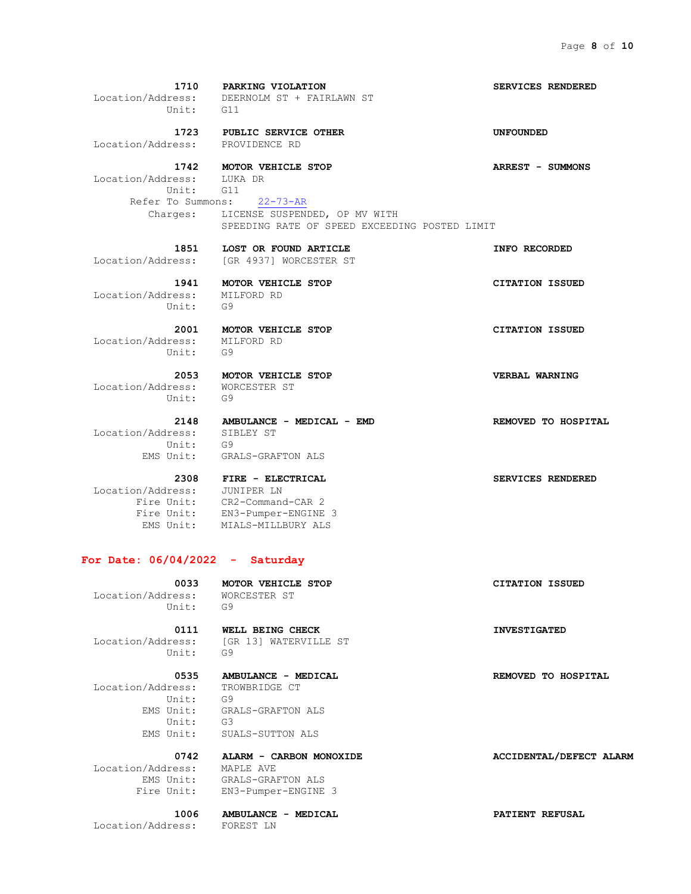**1710 PARKING VIOLATION** — **SERVICES RENDERED**
Location/Address: DEERNOLM ST + FAIRLAWN ST
Unit: G11

**1723 PUBLIC SERVICE OTHER** — **UNFOUNDED**
Location/Address: PROVIDENCE RD

**1742 MOTOR VEHICLE STOP** — **ARREST - SUMMONS**
Location/Address: LUKA DR
Unit: G11
Refer To Summons: 22-73-AR
Charges: LICENSE SUSPENDED, OP MV WITH
SPEEDING RATE OF SPEED EXCEEDING POSTED LIMIT

**1851 LOST OR FOUND ARTICLE** — **INFO RECORDED**
Location/Address: [GR 4937] WORCESTER ST

**1941 MOTOR VEHICLE STOP** — **CITATION ISSUED**
Location/Address: MILFORD RD
Unit: G9

**2001 MOTOR VEHICLE STOP** — **CITATION ISSUED**
Location/Address: MILFORD RD
Unit: G9

**2053 MOTOR VEHICLE STOP** — **VERBAL WARNING**
Location/Address: WORCESTER ST
Unit: G9

**2148 AMBULANCE - MEDICAL - EMD** — **REMOVED TO HOSPITAL**
Location/Address: SIBLEY ST
Unit: G9
EMS Unit: GRALS-GRAFTON ALS

**2308 FIRE - ELECTRICAL** — **SERVICES RENDERED**
Location/Address: JUNIPER LN
Fire Unit: CR2-Command-CAR 2
Fire Unit: EN3-Pumper-ENGINE 3
EMS Unit: MIALS-MILLBURY ALS

## For Date: 06/04/2022 - Saturday

**0033 MOTOR VEHICLE STOP** — **CITATION ISSUED**
Location/Address: WORCESTER ST
Unit: G9

**0111 WELL BEING CHECK** — **INVESTIGATED**
Location/Address: [GR 13] WATERVILLE ST
Unit: G9

**0535 AMBULANCE - MEDICAL** — **REMOVED TO HOSPITAL**
Location/Address: TROWBRIDGE CT
Unit: G9
EMS Unit: GRALS-GRAFTON ALS
Unit: G3
EMS Unit: SUALS-SUTTON ALS

**0742 ALARM - CARBON MONOXIDE** — **ACCIDENTAL/DEFECT ALARM**
Location/Address: MAPLE AVE
EMS Unit: GRALS-GRAFTON ALS
Fire Unit: EN3-Pumper-ENGINE 3

**1006 AMBULANCE - MEDICAL** — **PATIENT REFUSAL**
Location/Address: FOREST LN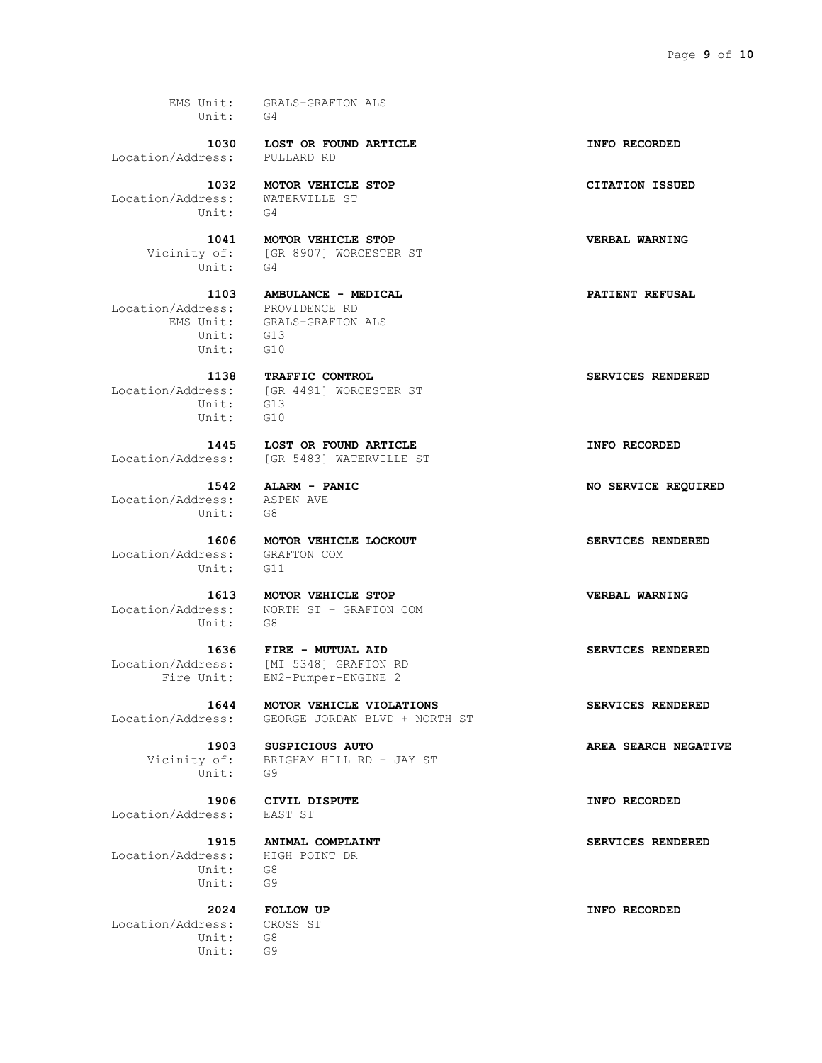EMS Unit: GRALS-GRAFTON ALS
Unit: G4

**1030 LOST OR FOUND ARTICLE** — **INFO RECORDED**
Location/Address: PULLARD RD

**1032 MOTOR VEHICLE STOP** — **CITATION ISSUED**
Location/Address: WATERVILLE ST
Unit: G4

**1041 MOTOR VEHICLE STOP** — **VERBAL WARNING**
Vicinity of: [GR 8907] WORCESTER ST
Unit: G4

**1103 AMBULANCE - MEDICAL** — **PATIENT REFUSAL**
Location/Address: PROVIDENCE RD
EMS Unit: GRALS-GRAFTON ALS
Unit: G13
Unit: G10

**1138 TRAFFIC CONTROL** — **SERVICES RENDERED**
Location/Address: [GR 4491] WORCESTER ST
Unit: G13
Unit: G10

**1445 LOST OR FOUND ARTICLE** — **INFO RECORDED**
Location/Address: [GR 5483] WATERVILLE ST

**1542 ALARM - PANIC** — **NO SERVICE REQUIRED**
Location/Address: ASPEN AVE
Unit: G8

**1606 MOTOR VEHICLE LOCKOUT** — **SERVICES RENDERED**
Location/Address: GRAFTON COM
Unit: G11

**1613 MOTOR VEHICLE STOP** — **VERBAL WARNING**
Location/Address: NORTH ST + GRAFTON COM
Unit: G8

**1636 FIRE - MUTUAL AID** — **SERVICES RENDERED**
Location/Address: [MI 5348] GRAFTON RD
Fire Unit: EN2-Pumper-ENGINE 2

**1644 MOTOR VEHICLE VIOLATIONS** — **SERVICES RENDERED**
Location/Address: GEORGE JORDAN BLVD + NORTH ST

**1903 SUSPICIOUS AUTO** — **AREA SEARCH NEGATIVE**
Vicinity of: BRIGHAM HILL RD + JAY ST
Unit: G9

**1906 CIVIL DISPUTE** — **INFO RECORDED**
Location/Address: EAST ST

**1915 ANIMAL COMPLAINT** — **SERVICES RENDERED**
Location/Address: HIGH POINT DR
Unit: G8
Unit: G9

**2024 FOLLOW UP** — **INFO RECORDED**
Location/Address: CROSS ST
Unit: G8
Unit: G9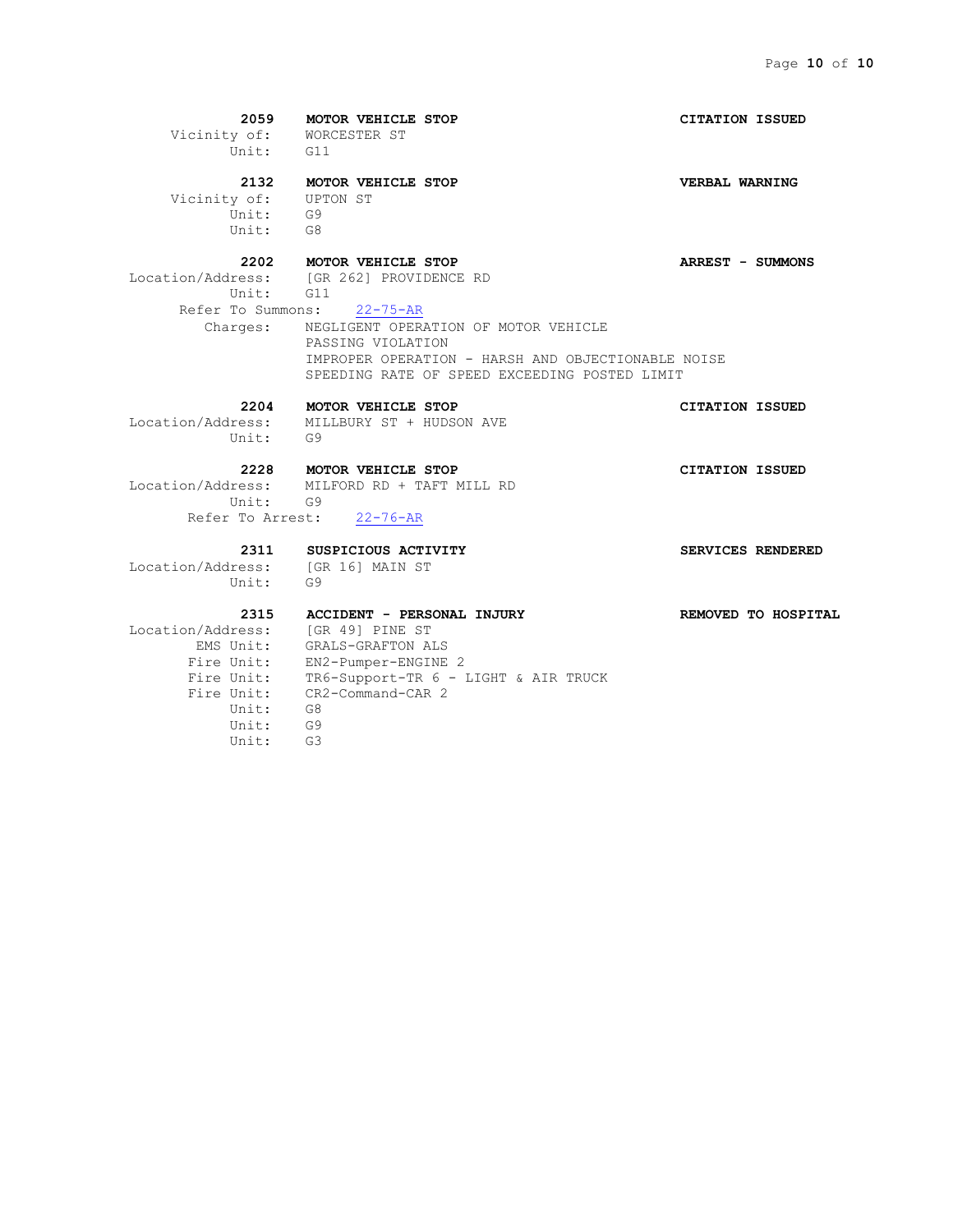**2059** **MOTOR VEHICLE STOP** **CITATION ISSUED**
Vicinity of: WORCESTER ST
Unit: G11

**2132** **MOTOR VEHICLE STOP** **VERBAL WARNING**
Vicinity of: UPTON ST
Unit: G9
Unit: G8

**2202** **MOTOR VEHICLE STOP** **ARREST - SUMMONS**
Location/Address: [GR 262] PROVIDENCE RD
Unit: G11
Refer To Summons: 22-75-AR
Charges: NEGLIGENT OPERATION OF MOTOR VEHICLE
PASSING VIOLATION
IMPROPER OPERATION - HARSH AND OBJECTIONABLE NOISE
SPEEDING RATE OF SPEED EXCEEDING POSTED LIMIT

**2204** **MOTOR VEHICLE STOP** **CITATION ISSUED**
Location/Address: MILLBURY ST + HUDSON AVE
Unit: G9

**2228** **MOTOR VEHICLE STOP** **CITATION ISSUED**
Location/Address: MILFORD RD + TAFT MILL RD
Unit: G9
Refer To Arrest: 22-76-AR

**2311** **SUSPICIOUS ACTIVITY** **SERVICES RENDERED**
Location/Address: [GR 16] MAIN ST
Unit: G9

**2315** **ACCIDENT - PERSONAL INJURY** **REMOVED TO HOSPITAL**
Location/Address: [GR 49] PINE ST
EMS Unit: GRALS-GRAFTON ALS
Fire Unit: EN2-Pumper-ENGINE 2
Fire Unit: TR6-Support-TR 6 - LIGHT & AIR TRUCK
Fire Unit: CR2-Command-CAR 2
Unit: G8
Unit: G9
Unit: G3